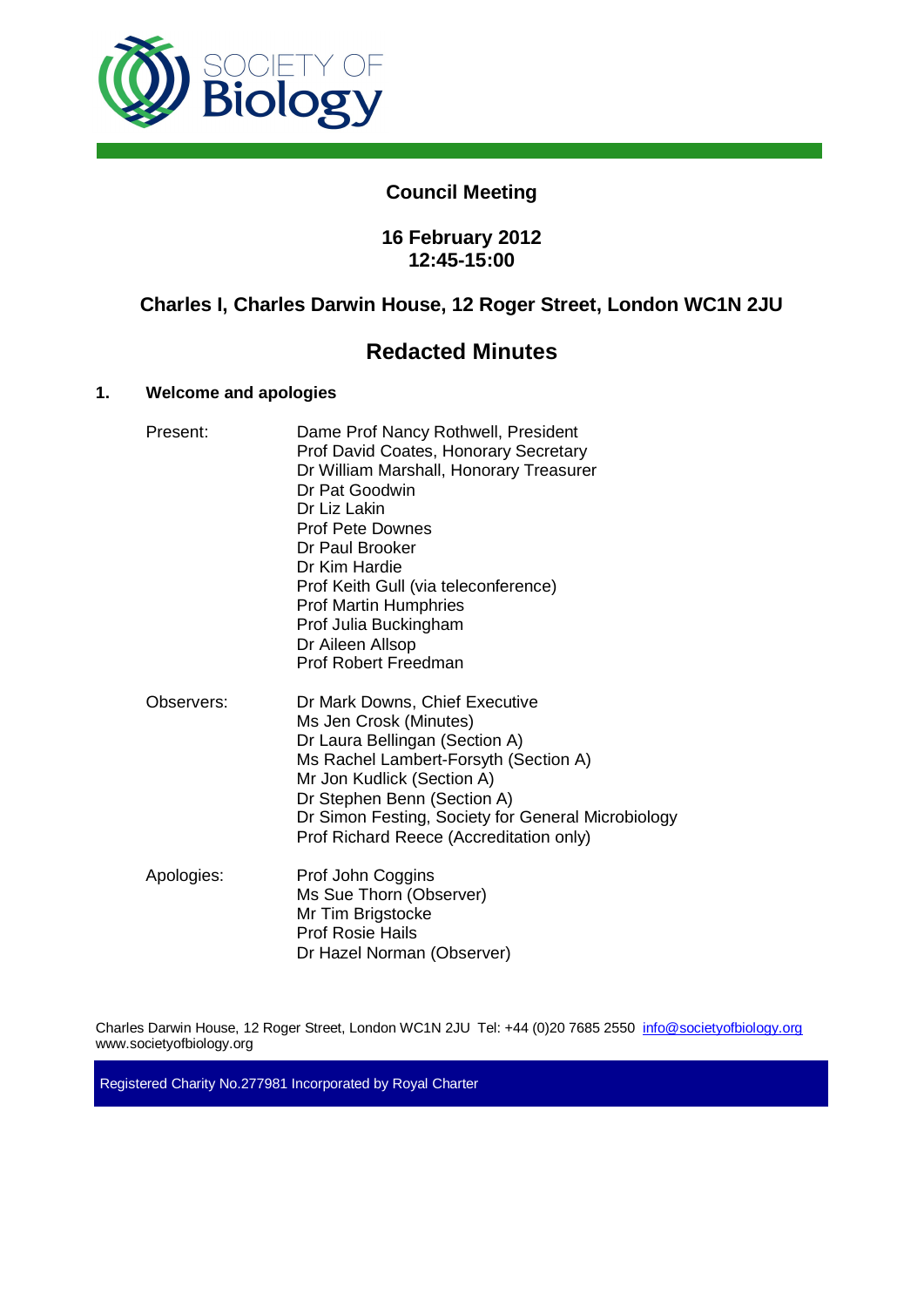SOCIETY OF Biology

## Council Meeting

**16 February 2012**
**12:45-15:00**

**Charles I, Charles Darwin House, 12 Roger Street, London WC1N 2JU**

# Redacted Minutes

## 1. Welcome and apologies

Present:
- Dame Prof Nancy Rothwell, President
- Prof David Coates, Honorary Secretary
- Dr William Marshall, Honorary Treasurer
- Dr Pat Goodwin
- Dr Liz Lakin
- Prof Pete Downes
- Dr Paul Brooker
- Dr Kim Hardie
- Prof Keith Gull (via teleconference)
- Prof Martin Humphries
- Prof Julia Buckingham
- Dr Aileen Allsop
- Prof Robert Freedman

Observers:
- Dr Mark Downs, Chief Executive
- Ms Jen Crosk (Minutes)
- Dr Laura Bellingan (Section A)
- Ms Rachel Lambert-Forsyth (Section A)
- Mr Jon Kudlick (Section A)
- Dr Stephen Benn (Section A)
- Dr Simon Festing, Society for General Microbiology
- Prof Richard Reece (Accreditation only)

Apologies:
- Prof John Coggins
- Ms Sue Thorn (Observer)
- Mr Tim Brigstocke
- Prof Rosie Hails
- Dr Hazel Norman (Observer)

Charles Darwin House, 12 Roger Street, London WC1N 2JU Tel: +44 (0)20 7685 2550 info@societyofbiology.org
www.societyofbiology.org

Registered Charity No.277981 Incorporated by Royal Charter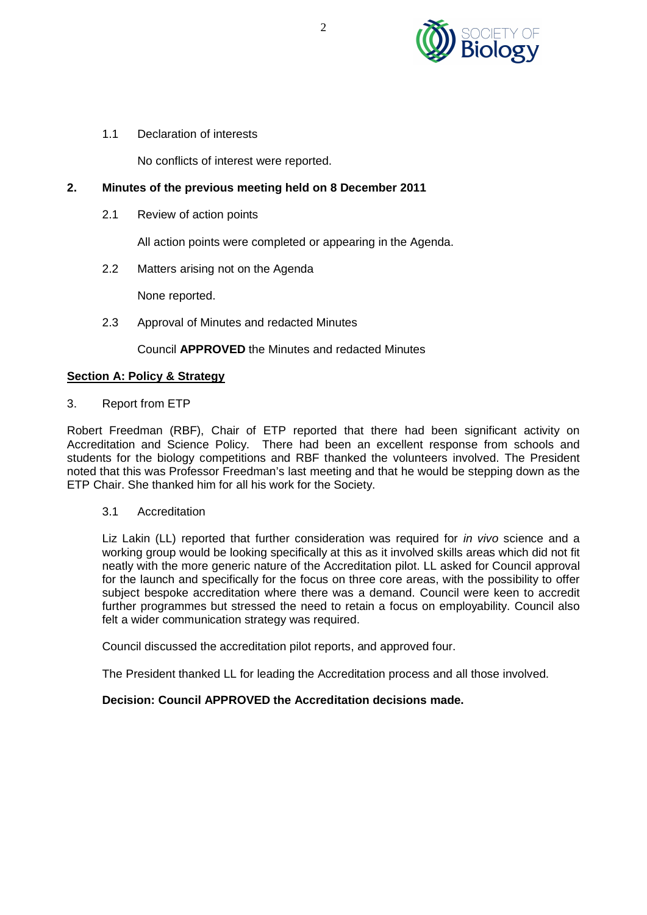1.1 Declaration of interests

No conflicts of interest were reported.

## 2. Minutes of the previous meeting held on 8 December 2011

2.1 Review of action points

All action points were completed or appearing in the Agenda.

2.2 Matters arising not on the Agenda

None reported.

2.3 Approval of Minutes and redacted Minutes

Council **APPROVED** the Minutes and redacted Minutes

## Section A: Policy & Strategy

3. Report from ETP

Robert Freedman (RBF), Chair of ETP reported that there had been significant activity on Accreditation and Science Policy. There had been an excellent response from schools and students for the biology competitions and RBF thanked the volunteers involved. The President noted that this was Professor Freedman's last meeting and that he would be stepping down as the ETP Chair. She thanked him for all his work for the Society.

3.1 Accreditation

Liz Lakin (LL) reported that further consideration was required for *in vivo* science and a working group would be looking specifically at this as it involved skills areas which did not fit neatly with the more generic nature of the Accreditation pilot. LL asked for Council approval for the launch and specifically for the focus on three core areas, with the possibility to offer subject bespoke accreditation where there was a demand. Council were keen to accredit further programmes but stressed the need to retain a focus on employability. Council also felt a wider communication strategy was required.

Council discussed the accreditation pilot reports, and approved four.

The President thanked LL for leading the Accreditation process and all those involved.

**Decision: Council APPROVED the Accreditation decisions made.**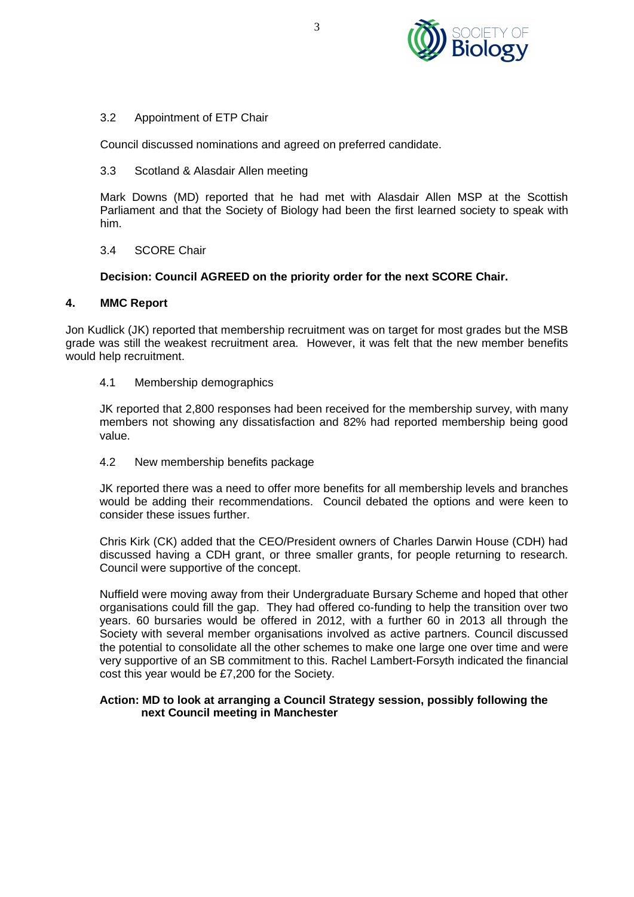3.2 Appointment of ETP Chair

Council discussed nominations and agreed on preferred candidate.

3.3 Scotland & Alasdair Allen meeting

Mark Downs (MD) reported that he had met with Alasdair Allen MSP at the Scottish Parliament and that the Society of Biology had been the first learned society to speak with him.

3.4 SCORE Chair

**Decision: Council AGREED on the priority order for the next SCORE Chair.**

## 4. MMC Report

Jon Kudlick (JK) reported that membership recruitment was on target for most grades but the MSB grade was still the weakest recruitment area. However, it was felt that the new member benefits would help recruitment.

4.1 Membership demographics

JK reported that 2,800 responses had been received for the membership survey, with many members not showing any dissatisfaction and 82% had reported membership being good value.

4.2 New membership benefits package

JK reported there was a need to offer more benefits for all membership levels and branches would be adding their recommendations. Council debated the options and were keen to consider these issues further.

Chris Kirk (CK) added that the CEO/President owners of Charles Darwin House (CDH) had discussed having a CDH grant, or three smaller grants, for people returning to research. Council were supportive of the concept.

Nuffield were moving away from their Undergraduate Bursary Scheme and hoped that other organisations could fill the gap. They had offered co-funding to help the transition over two years. 60 bursaries would be offered in 2012, with a further 60 in 2013 all through the Society with several member organisations involved as active partners. Council discussed the potential to consolidate all the other schemes to make one large one over time and were very supportive of an SB commitment to this. Rachel Lambert-Forsyth indicated the financial cost this year would be £7,200 for the Society.

**Action: MD to look at arranging a Council Strategy session, possibly following the next Council meeting in Manchester**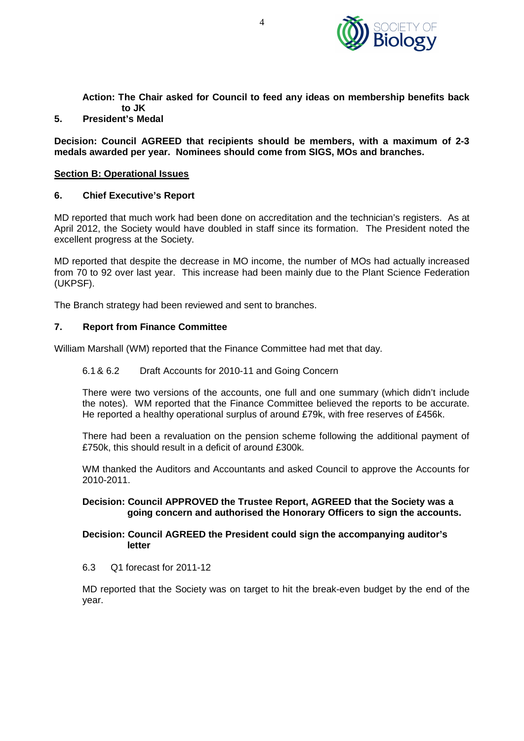**Action: The Chair asked for Council to feed any ideas on membership benefits back to JK**

## 5. President's Medal

**Decision: Council AGREED that recipients should be members, with a maximum of 2-3 medals awarded per year. Nominees should come from SIGS, MOs and branches.**

**Section B: Operational Issues**

## 6. Chief Executive's Report

MD reported that much work had been done on accreditation and the technician's registers. As at April 2012, the Society would have doubled in staff since its formation. The President noted the excellent progress at the Society.

MD reported that despite the decrease in MO income, the number of MOs had actually increased from 70 to 92 over last year. This increase had been mainly due to the Plant Science Federation (UKPSF).

The Branch strategy had been reviewed and sent to branches.

## 7. Report from Finance Committee

William Marshall (WM) reported that the Finance Committee had met that day.

6.1 & 6.2 Draft Accounts for 2010-11 and Going Concern

There were two versions of the accounts, one full and one summary (which didn't include the notes). WM reported that the Finance Committee believed the reports to be accurate. He reported a healthy operational surplus of around £79k, with free reserves of £456k.

There had been a revaluation on the pension scheme following the additional payment of £750k, this should result in a deficit of around £300k.

WM thanked the Auditors and Accountants and asked Council to approve the Accounts for 2010-2011.

**Decision: Council APPROVED the Trustee Report, AGREED that the Society was a going concern and authorised the Honorary Officers to sign the accounts.**

**Decision: Council AGREED the President could sign the accompanying auditor's letter**

6.3 Q1 forecast for 2011-12

MD reported that the Society was on target to hit the break-even budget by the end of the year.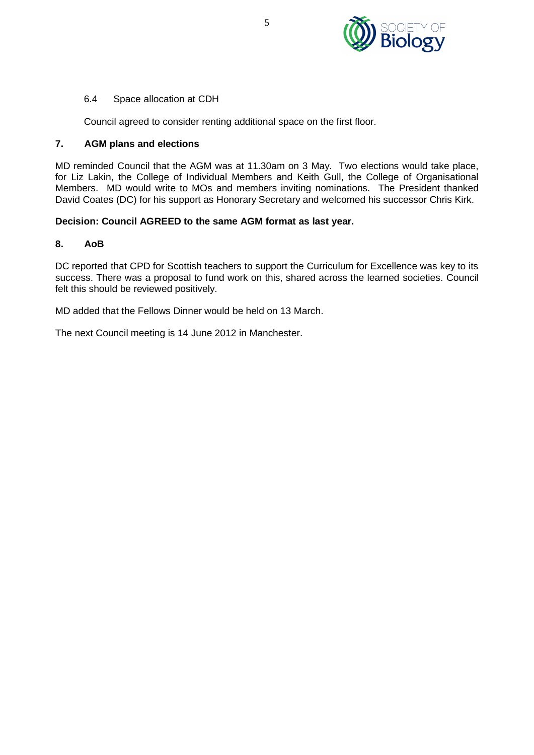6.4 Space allocation at CDH

Council agreed to consider renting additional space on the first floor.

## 7. AGM plans and elections

MD reminded Council that the AGM was at 11.30am on 3 May. Two elections would take place, for Liz Lakin, the College of Individual Members and Keith Gull, the College of Organisational Members. MD would write to MOs and members inviting nominations. The President thanked David Coates (DC) for his support as Honorary Secretary and welcomed his successor Chris Kirk.

**Decision: Council AGREED to the same AGM format as last year.**

## 8. AoB

DC reported that CPD for Scottish teachers to support the Curriculum for Excellence was key to its success. There was a proposal to fund work on this, shared across the learned societies. Council felt this should be reviewed positively.

MD added that the Fellows Dinner would be held on 13 March.

The next Council meeting is 14 June 2012 in Manchester.